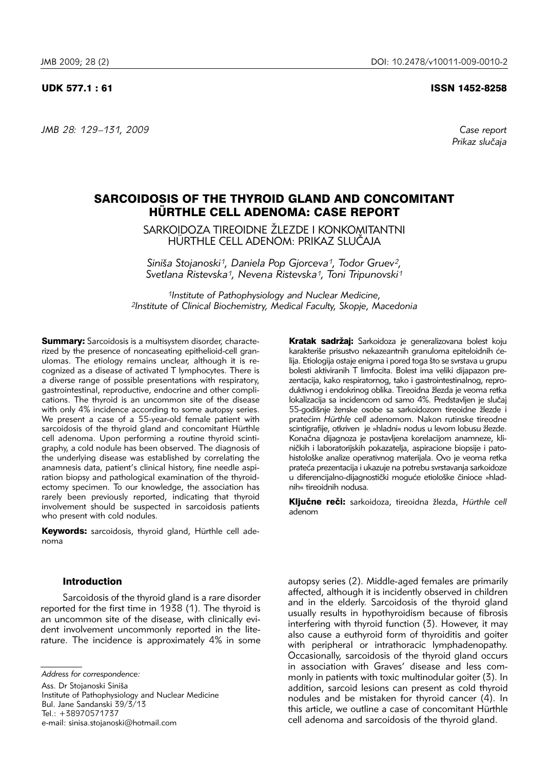UDK 577.1 : 61

ISSN 1452-8258

*Case report*
*Prikaz slučaja*

# SARCOIDOSIS OF THE THYROID GLAND AND CONCOMITANT HÜRTHLE CELL ADENOMA: CASE REPORT

SARKOIDOZA TIREOIDNE ŽLEZDE I KONKOMITANTNI HÜRTHLE CELL ADENOM: PRIKAZ SLUČAJA

*Siniša Stojanoski[1], Daniela Pop Gjorceva[1], Todor Gruev[2], Svetlana Ristevska[1], Nevena Ristevska[1], Toni Tripunovski[1]*

*[1]Institute of Pathophysiology and Nuclear Medicine,*
*[2]Institute of Clinical Biochemistry, Medical Faculty, Skopje, Macedonia*

**Summary:** Sarcoidosis is a multisystem disorder, characterized by the presence of noncaseating epithelioid-cell granulomas. The etiology remains unclear, although it is recognized as a disease of activated T lymphocytes. There is a diverse range of possible presentations with respiratory, gastrointestinal, reproductive, endocrine and other complications. The thyroid is an uncommon site of the disease with only 4% incidence according to some autopsy series. We present a case of a 55-year-old female patient with sarcoidosis of the thyroid gland and concomitant Hürthle cell adenoma. Upon performing a routine thyroid scintigraphy, a cold nodule has been observed. The diagnosis of the underlying disease was established by correlating the anamnesis data, patient's clinical history, fine needle aspiration biopsy and pathological examination of the thyroidectomy specimen. To our knowledge, the association has rarely been previously reported, indicating that thyroid involvement should be suspected in sarcoidosis patients who present with cold nodules.

**Keywords:** sarcoidosis, thyroid gland, Hürthle cell adenoma

**Kratak sadržaj:** Sarkoidoza je generalizovana bolest koju karakteriše prisustvo nekazeantnih granuloma epiteloidnih ćelija. Etiologija ostaje enigma i pored toga što se svrstava u grupu bolesti aktiviranih T limfocita. Bolest ima veliki dijapazon prezentacija, kako respiratornog, tako i gastrointestinalnog, reproduktivnog i endokrinog oblika. Tireoidna žlezda je veoma retka lokalizacija sa incidencom od samo 4%. Predstavljen je slučaj 55-godišnje ženske osobe sa sarkoidozom tireoidne žlezde i pratećim *Hürthle cell* adenomom. Nakon rutinske tireodne scintigrafije, otkriven je »hladni« nodus u levom lobusu žlezde. Konačna dijagnoza je postavljena korelacijom anamneze, kliničkih i laboratorijskih pokazatelja, aspiracione biopsije i patohistološke analize operativnog materijala. Ovo je veoma retka prateća prezentacija i ukazuje na potrebu svrstavanja sarkoidoze u diferencijalno-dijagnostički moguće etiološke činioce »hladnih« tireoidnih nodusa.

**Ključne reči:** sarkoidoza, tireoidna žlezda, *Hürthle cell* adenom

## Introduction

Sarcoidosis of the thyroid gland is a rare disorder reported for the first time in 1938 (1). The thyroid is an uncommon site of the disease, with clinically evident involvement uncommonly reported in the literature. The incidence is approximately 4% in some autopsy series (2). Middle-aged females are primarily affected, although it is incidently observed in children and in the elderly. Sarcoidosis of the thyroid gland usually results in hypothyroidism because of fibrosis interfering with thyroid function (3). However, it may also cause a euthyroid form of thyroiditis and goiter with peripheral or intrathoracic lymphadenopathy. Occasionally, sarcoidosis of the thyroid gland occurs in association with Graves' disease and less commonly in patients with toxic multinodular goiter (3). In addition, sarcoid lesions can present as cold thyroid nodules and be mistaken for thyroid cancer (4). In this article, we outline a case of concomitant Hürthle cell adenoma and sarcoidosis of the thyroid gland.

*Address for correspondence:*

Ass. Dr Stojanoski Siniša
Institute of Pathophysiology and Nuclear Medicine
Bul. Jane Sandanski 39/3/13
Tel.: +38970571737
e-mail: sinisa.stojanoski@hotmail.com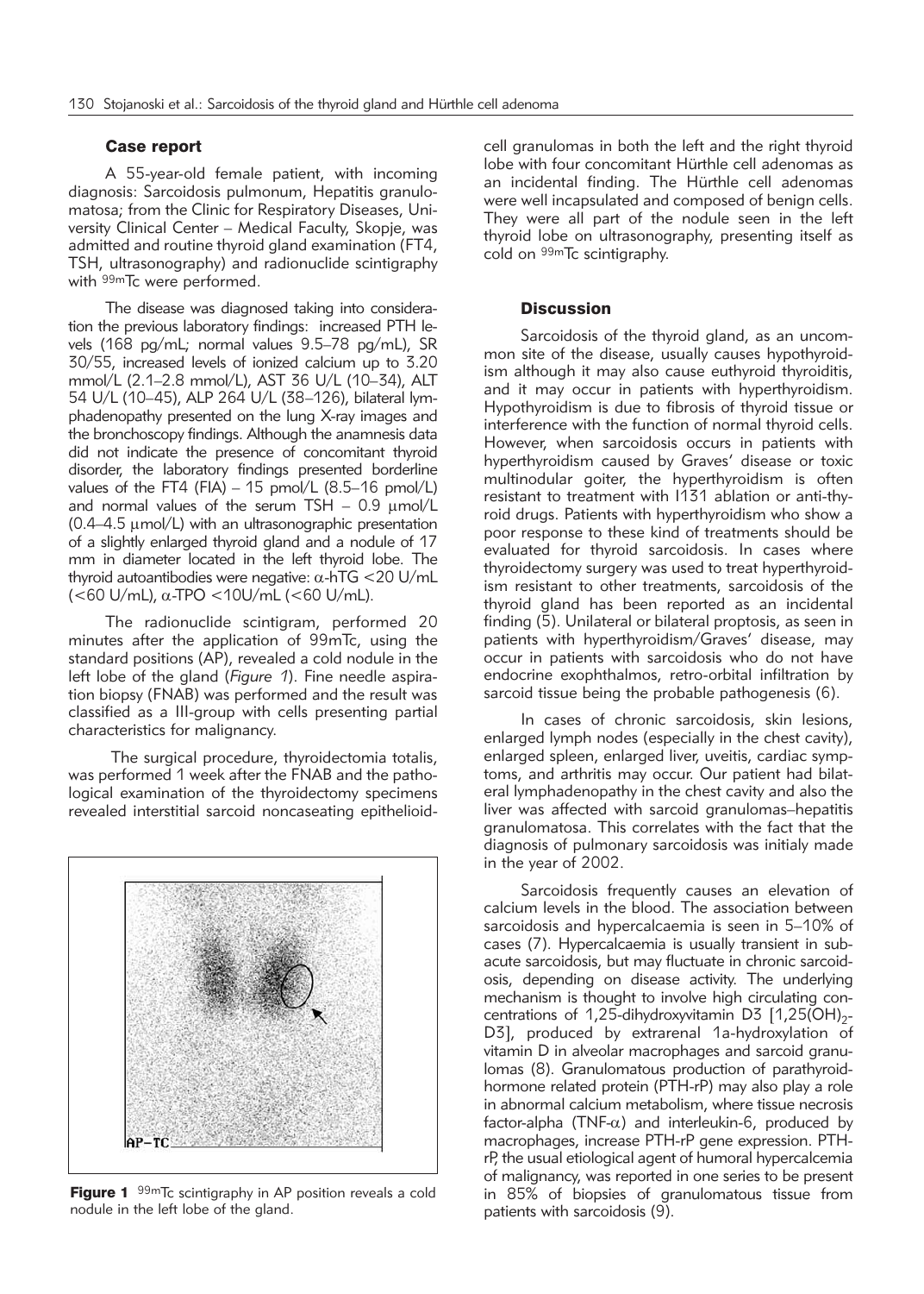## Case report

A 55-year-old female patient, with incoming diagnosis: Sarcoidosis pulmonum, Hepatitis granulomatosa; from the Clinic for Respiratory Diseases, University Clinical Center – Medical Faculty, Skopje, was admitted and routine thyroid gland examination (FT4, TSH, ultrasonography) and radionuclide scintigraphy with $^{99m}$Tc were performed.

The disease was diagnosed taking into consideration the previous laboratory findings: increased PTH levels (168 pg/mL; normal values 9.5–78 pg/mL), SR 30/55, increased levels of ionized calcium up to 3.20 mmol/L (2.1–2.8 mmol/L), AST 36 U/L (10–34), ALT 54 U/L (10–45), ALP 264 U/L (38–126), bilateral lymphadenopathy presented on the lung X-ray images and the bronchoscopy findings. Although the anamnesis data did not indicate the presence of concomitant thyroid disorder, the laboratory findings presented borderline values of the FT4 (FIA) – 15 pmol/L (8.5–16 pmol/L) and normal values of the serum TSH – 0.9 μmol/L (0.4–4.5 μmol/L) with an ultrasonographic presentation of a slightly enlarged thyroid gland and a nodule of 17 mm in diameter located in the left thyroid lobe. The thyroid autoantibodies were negative: α-hTG <20 U/mL (<60 U/mL), α-TPO <10U/mL (<60 U/mL).

The radionuclide scintigram, performed 20 minutes after the application of 99mTc, using the standard positions (AP), revealed a cold nodule in the left lobe of the gland (*Figure 1*). Fine needle aspiration biopsy (FNAB) was performed and the result was classified as a III-group with cells presenting partial characteristics for malignancy.

The surgical procedure, thyroidectomia totalis, was performed 1 week after the FNAB and the pathological examination of the thyroidectomy specimens revealed interstitial sarcoid noncaseating epithelioid-cell granulomas in both the left and the right thyroid lobe with four concomitant Hürthle cell adenomas as an incidental finding. The Hürthle cell adenomas were well incapsulated and composed of benign cells. They were all part of the nodule seen in the left thyroid lobe on ultrasonography, presenting itself as cold on $^{99m}$Tc scintigraphy.

AP-TC

**Figure 1** $^{99m}$Tc scintigraphy in AP position reveals a cold nodule in the left lobe of the gland.

## Discussion

Sarcoidosis of the thyroid gland, as an uncommon site of the disease, usually causes hypothyroidism although it may also cause euthyroid thyroiditis, and it may occur in patients with hyperthyroidism. Hypothyroidism is due to fibrosis of thyroid tissue or interference with the function of normal thyroid cells. However, when sarcoidosis occurs in patients with hyperthyroidism caused by Graves' disease or toxic multinodular goiter, the hyperthyroidism is often resistant to treatment with I131 ablation or anti-thyroid drugs. Patients with hyperthyroidism who show a poor response to these kind of treatments should be evaluated for thyroid sarcoidosis. In cases where thyroidectomy surgery was used to treat hyperthyroidism resistant to other treatments, sarcoidosis of the thyroid gland has been reported as an incidental finding (5). Unilateral or bilateral proptosis, as seen in patients with hyperthyroidism/Graves' disease, may occur in patients with sarcoidosis who do not have endocrine exophthalmos, retro-orbital infiltration by sarcoid tissue being the probable pathogenesis (6).

In cases of chronic sarcoidosis, skin lesions, enlarged lymph nodes (especially in the chest cavity), enlarged spleen, enlarged liver, uveitis, cardiac symptoms, and arthritis may occur. Our patient had bilateral lymphadenopathy in the chest cavity and also the liver was affected with sarcoid granulomas–hepatitis granulomatosa. This correlates with the fact that the diagnosis of pulmonary sarcoidosis was initialy made in the year of 2002.

Sarcoidosis frequently causes an elevation of calcium levels in the blood. The association between sarcoidosis and hypercalcaemia is seen in 5–10% of cases (7). Hypercalcaemia is usually transient in subacute sarcoidosis, but may fluctuate in chronic sarcoidosis, depending on disease activity. The underlying mechanism is thought to involve high circulating concentrations of 1,25-dihydroxyvitamin D3 [1,25$(OH)_2$-D3], produced by extrarenal 1a-hydroxylation of vitamin D in alveolar macrophages and sarcoid granulomas (8). Granulomatous production of parathyroid-hormone related protein (PTH-rP) may also play a role in abnormal calcium metabolism, where tissue necrosis factor-alpha (TNF-α) and interleukin-6, produced by macrophages, increase PTH-rP gene expression. PTH-rP, the usual etiological agent of humoral hypercalcemia of malignancy, was reported in one series to be present in 85% of biopsies of granulomatous tissue from patients with sarcoidosis (9).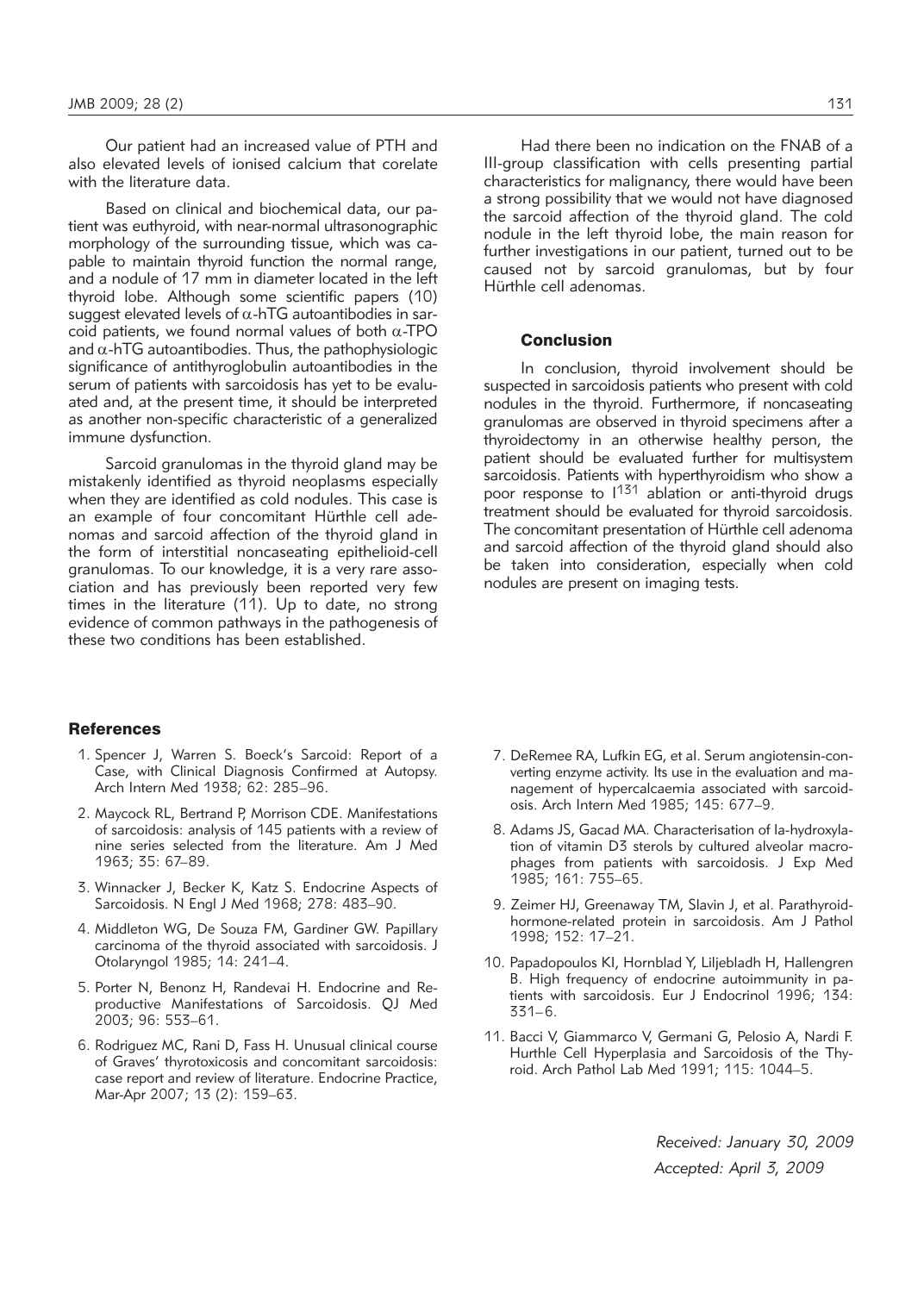Our patient had an increased value of PTH and also elevated levels of ionised calcium that corelate with the literature data.

Based on clinical and biochemical data, our patient was euthyroid, with near-normal ultrasonographic morphology of the surrounding tissue, which was capable to maintain thyroid function the normal range, and a nodule of 17 mm in diameter located in the left thyroid lobe. Although some scientific papers (10) suggest elevated levels of $\alpha$-hTG autoantibodies in sarcoid patients, we found normal values of both $\alpha$-TPO and $\alpha$-hTG autoantibodies. Thus, the pathophysiologic significance of antithyroglobulin autoantibodies in the serum of patients with sarcoidosis has yet to be evaluated and, at the present time, it should be interpreted as another non-specific characteristic of a generalized immune dysfunction.

Sarcoid granulomas in the thyroid gland may be mistakenly identified as thyroid neoplasms especially when they are identified as cold nodules. This case is an example of four concomitant Hürthle cell adenomas and sarcoid affection of the thyroid gland in the form of interstitial noncaseating epithelioid-cell granulomas. To our knowledge, it is a very rare association and has previously been reported very few times in the literature (11). Up to date, no strong evidence of common pathways in the pathogenesis of these two conditions has been established.

Had there been no indication on the FNAB of a III-group classification with cells presenting partial characteristics for malignancy, there would have been a strong possibility that we would not have diagnosed the sarcoid affection of the thyroid gland. The cold nodule in the left thyroid lobe, the main reason for further investigations in our patient, turned out to be caused not by sarcoid granulomas, but by four Hürthle cell adenomas.

## Conclusion

In conclusion, thyroid involvement should be suspected in sarcoidosis patients who present with cold nodules in the thyroid. Furthermore, if noncaseating granulomas are observed in thyroid specimens after a thyroidectomy in an otherwise healthy person, the patient should be evaluated further for multisystem sarcoidosis. Patients with hyperthyroidism who show a poor response to $I^{131}$ ablation or anti-thyroid drugs treatment should be evaluated for thyroid sarcoidosis. The concomitant presentation of Hürthle cell adenoma and sarcoid affection of the thyroid gland should also be taken into consideration, especially when cold nodules are present on imaging tests.

## References

1. Spencer J, Warren S. Boeck's Sarcoid: Report of a Case, with Clinical Diagnosis Confirmed at Autopsy. Arch Intern Med 1938; 62: 285–96.
2. Maycock RL, Bertrand P, Morrison CDE. Manifestations of sarcoidosis: analysis of 145 patients with a review of nine series selected from the literature. Am J Med 1963; 35: 67–89.
3. Winnacker J, Becker K, Katz S. Endocrine Aspects of Sarcoidosis. N Engl J Med 1968; 278: 483–90.
4. Middleton WG, De Souza FM, Gardiner GW. Papillary carcinoma of the thyroid associated with sarcoidosis. J Otolaryngol 1985; 14: 241–4.
5. Porter N, Benonz H, Randevai H. Endocrine and Reproductive Manifestations of Sarcoidosis. QJ Med 2003; 96: 553–61.
6. Rodriguez MC, Rani D, Fass H. Unusual clinical course of Graves' thyrotoxicosis and concomitant sarcoidosis: case report and review of literature. Endocrine Practice, Mar-Apr 2007; 13 (2): 159–63.
7. DeRemee RA, Lufkin EG, et al. Serum angiotensin-converting enzyme activity. Its use in the evaluation and management of hypercalcaemia associated with sarcoidosis. Arch Intern Med 1985; 145: 677–9.
8. Adams JS, Gacad MA. Characterisation of la-hydroxylation of vitamin D3 sterols by cultured alveolar macrophages from patients with sarcoidosis. J Exp Med 1985; 161: 755–65.
9. Zeimer HJ, Greenaway TM, Slavin J, et al. Parathyroid-hormone-related protein in sarcoidosis. Am J Pathol 1998; 152: 17–21.
10. Papadopoulos KI, Hornblad Y, Liljebladh H, Hallengren B. High frequency of endocrine autoimmunity in patients with sarcoidosis. Eur J Endocrinol 1996; 134: 331–6.
11. Bacci V, Giammarco V, Germani G, Pelosio A, Nardi F. Hurthle Cell Hyperplasia and Sarcoidosis of the Thyroid. Arch Pathol Lab Med 1991; 115: 1044–5.

*Received: January 30, 2009*
*Accepted: April 3, 2009*